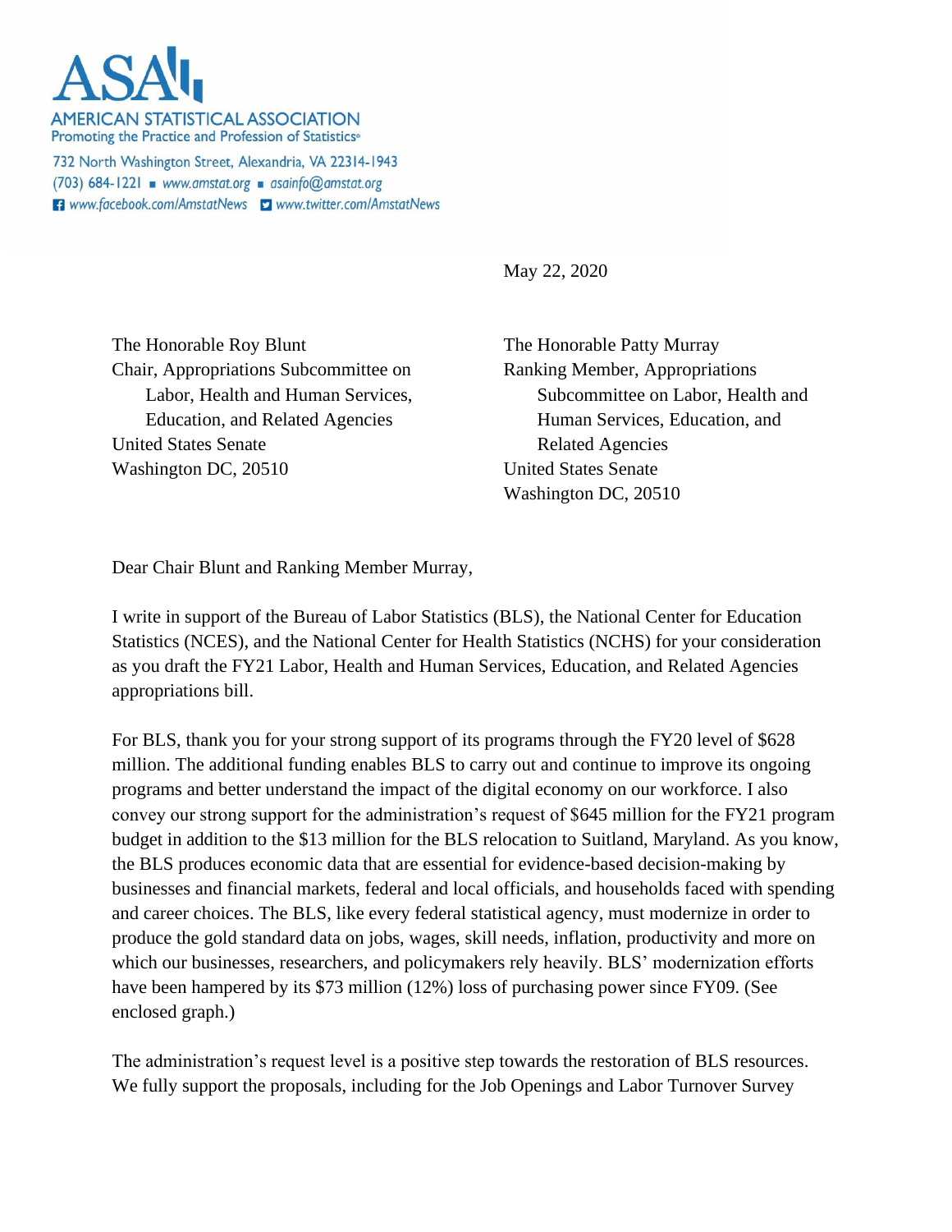**ASA**

AMERICAN STATISTICAL ASSOCIATION
Promoting the Practice and Profession of Statistics®

732 North Washington Street, Alexandria, VA 22314-1943
(703) 684-1221 ■ www.amstat.org ■ asainfo@amstat.org
www.facebook.com/AmstatNews www.twitter.com/AmstatNews

May 22, 2020

The Honorable Roy Blunt
Chair, Appropriations Subcommittee on Labor, Health and Human Services, Education, and Related Agencies
United States Senate
Washington DC, 20510

The Honorable Patty Murray
Ranking Member, Appropriations Subcommittee on Labor, Health and Human Services, Education, and Related Agencies
United States Senate
Washington DC, 20510

Dear Chair Blunt and Ranking Member Murray,

I write in support of the Bureau of Labor Statistics (BLS), the National Center for Education Statistics (NCES), and the National Center for Health Statistics (NCHS) for your consideration as you draft the FY21 Labor, Health and Human Services, Education, and Related Agencies appropriations bill.

For BLS, thank you for your strong support of its programs through the FY20 level of $628 million. The additional funding enables BLS to carry out and continue to improve its ongoing programs and better understand the impact of the digital economy on our workforce. I also convey our strong support for the administration's request of $645 million for the FY21 program budget in addition to the $13 million for the BLS relocation to Suitland, Maryland. As you know, the BLS produces economic data that are essential for evidence-based decision-making by businesses and financial markets, federal and local officials, and households faced with spending and career choices. The BLS, like every federal statistical agency, must modernize in order to produce the gold standard data on jobs, wages, skill needs, inflation, productivity and more on which our businesses, researchers, and policymakers rely heavily. BLS' modernization efforts have been hampered by its $73 million (12%) loss of purchasing power since FY09. (See enclosed graph.)

The administration's request level is a positive step towards the restoration of BLS resources. We fully support the proposals, including for the Job Openings and Labor Turnover Survey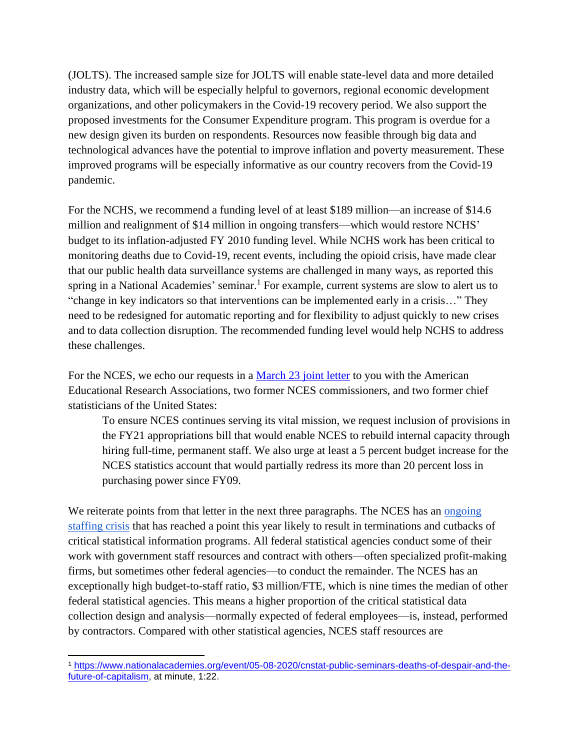(JOLTS). The increased sample size for JOLTS will enable state-level data and more detailed industry data, which will be especially helpful to governors, regional economic development organizations, and other policymakers in the Covid-19 recovery period. We also support the proposed investments for the Consumer Expenditure program. This program is overdue for a new design given its burden on respondents. Resources now feasible through big data and technological advances have the potential to improve inflation and poverty measurement. These improved programs will be especially informative as our country recovers from the Covid-19 pandemic.

For the NCHS, we recommend a funding level of at least $189 million—an increase of $14.6 million and realignment of $14 million in ongoing transfers—which would restore NCHS' budget to its inflation-adjusted FY 2010 funding level. While NCHS work has been critical to monitoring deaths due to Covid-19, recent events, including the opioid crisis, have made clear that our public health data surveillance systems are challenged in many ways, as reported this spring in a National Academies' seminar.[1] For example, current systems are slow to alert us to "change in key indicators so that interventions can be implemented early in a crisis…" They need to be redesigned for automatic reporting and for flexibility to adjust quickly to new crises and to data collection disruption. The recommended funding level would help NCHS to address these challenges.

For the NCES, we echo our requests in a [March 23 joint letter]() to you with the American Educational Research Associations, two former NCES commissioners, and two former chief statisticians of the United States:

> To ensure NCES continues serving its vital mission, we request inclusion of provisions in the FY21 appropriations bill that would enable NCES to rebuild internal capacity through hiring full-time, permanent staff. We also urge at least a 5 percent budget increase for the NCES statistics account that would partially redress its more than 20 percent loss in purchasing power since FY09.

We reiterate points from that letter in the next three paragraphs. The NCES has an [ongoing staffing crisis]() that has reached a point this year likely to result in terminations and cutbacks of critical statistical information programs. All federal statistical agencies conduct some of their work with government staff resources and contract with others—often specialized profit-making firms, but sometimes other federal agencies—to conduct the remainder. The NCES has an exceptionally high budget-to-staff ratio, $3 million/FTE, which is nine times the median of other federal statistical agencies. This means a higher proportion of the critical statistical data collection design and analysis—normally expected of federal employees—is, instead, performed by contractors. Compared with other statistical agencies, NCES staff resources are

---

[1] https://www.nationalacademies.org/event/05-08-2020/cnstat-public-seminars-deaths-of-despair-and-the-future-of-capitalism, at minute, 1:22.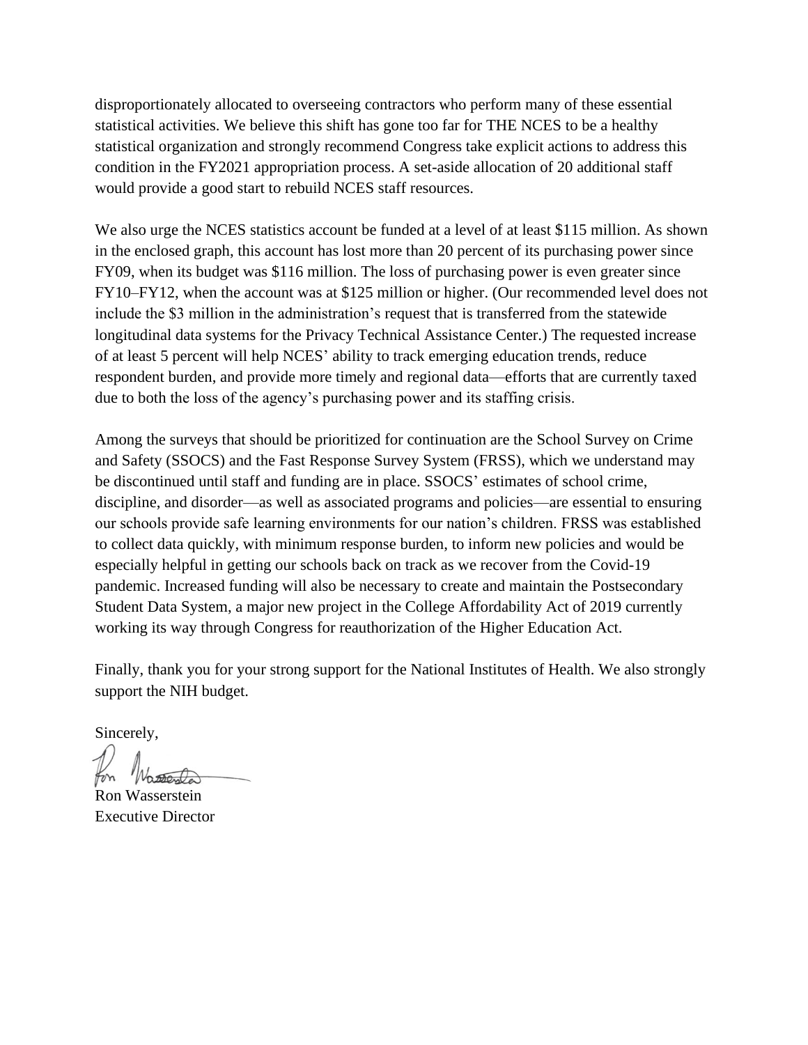disproportionately allocated to overseeing contractors who perform many of these essential statistical activities. We believe this shift has gone too far for THE NCES to be a healthy statistical organization and strongly recommend Congress take explicit actions to address this condition in the FY2021 appropriation process. A set-aside allocation of 20 additional staff would provide a good start to rebuild NCES staff resources.

We also urge the NCES statistics account be funded at a level of at least $115 million. As shown in the enclosed graph, this account has lost more than 20 percent of its purchasing power since FY09, when its budget was $116 million. The loss of purchasing power is even greater since FY10–FY12, when the account was at $125 million or higher. (Our recommended level does not include the $3 million in the administration's request that is transferred from the statewide longitudinal data systems for the Privacy Technical Assistance Center.) The requested increase of at least 5 percent will help NCES' ability to track emerging education trends, reduce respondent burden, and provide more timely and regional data—efforts that are currently taxed due to both the loss of the agency's purchasing power and its staffing crisis.

Among the surveys that should be prioritized for continuation are the School Survey on Crime and Safety (SSOCS) and the Fast Response Survey System (FRSS), which we understand may be discontinued until staff and funding are in place. SSOCS' estimates of school crime, discipline, and disorder—as well as associated programs and policies—are essential to ensuring our schools provide safe learning environments for our nation's children. FRSS was established to collect data quickly, with minimum response burden, to inform new policies and would be especially helpful in getting our schools back on track as we recover from the Covid-19 pandemic. Increased funding will also be necessary to create and maintain the Postsecondary Student Data System, a major new project in the College Affordability Act of 2019 currently working its way through Congress for reauthorization of the Higher Education Act.

Finally, thank you for your strong support for the National Institutes of Health. We also strongly support the NIH budget.

Sincerely,

Ron Wasserstein
Executive Director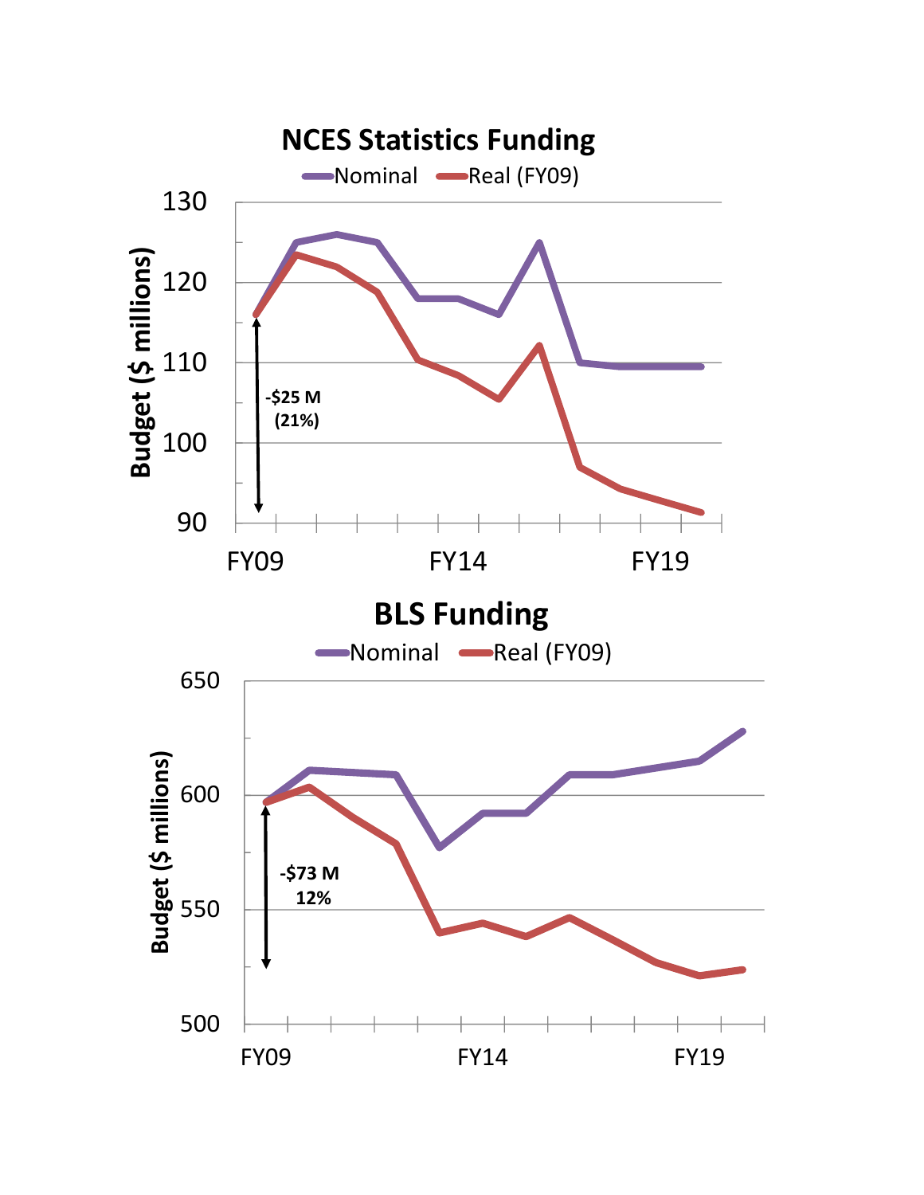**NCES Statistics Funding**

Nominal
Real (FY09)

Budget ($ millions)

130
120
110
100
90

-$25 M
(21%)

FY09
FY14
FY19

**BLS Funding**

Nominal
Real (FY09)

Budget ($ millions)

650
600
550
500

-$73 M
12%

FY09
FY14
FY19